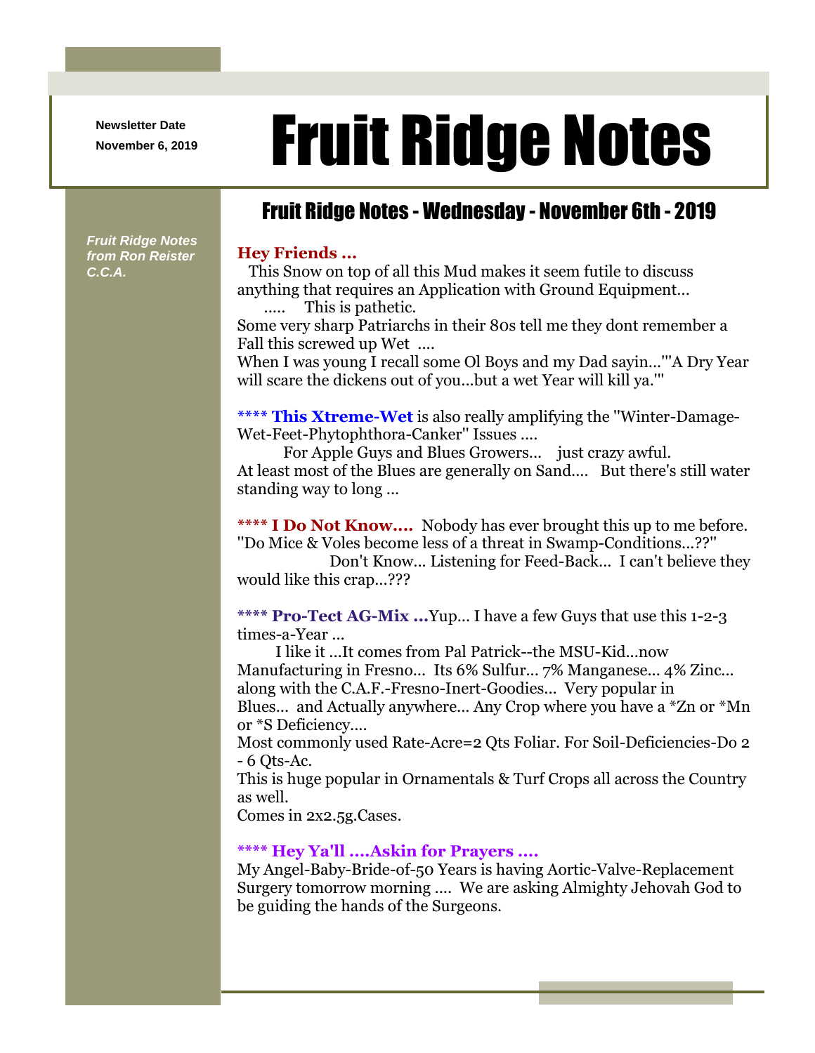Newsletter Date
**November 6, 2019**

# Fruit Ridge Notes

***Fruit Ridge Notes from Ron Reister C.C.A.***

## Fruit Ridge Notes - Wednesday - November 6th - 2019

### Hey Friends ...

This Snow on top of all this Mud makes it seem futile to discuss anything that requires an Application with Ground Equipment... ..... This is pathetic.

Some very sharp Patriarchs in their 80s tell me they dont remember a Fall this screwed up Wet ....

When I was young I recall some Ol Boys and my Dad sayin...'"A Dry Year will scare the dickens out of you...but a wet Year will kill ya.'"

**\*\*\*\* This Xtreme-Wet** is also really amplifying the "Winter-Damage-Wet-Feet-Phytophthora-Canker" Issues ....

For Apple Guys and Blues Growers... just crazy awful.

At least most of the Blues are generally on Sand.... But there's still water standing way to long ...

**\*\*\*\* I Do Not Know....** Nobody has ever brought this up to me before. "Do Mice & Voles become less of a threat in Swamp-Conditions...??" Don't Know... Listening for Feed-Back... I can't believe they would like this crap...???

**\*\*\*\* Pro-Tect AG-Mix ...**Yup... I have a few Guys that use this 1-2-3 times-a-Year ...

I like it ...It comes from Pal Patrick--the MSU-Kid...now Manufacturing in Fresno... Its 6% Sulfur... 7% Manganese... 4% Zinc... along with the C.A.F.-Fresno-Inert-Goodies... Very popular in Blues... and Actually anywhere... Any Crop where you have a *Zn or *Mn or *S Deficiency....

Most commonly used Rate-Acre=2 Qts Foliar. For Soil-Deficiencies-Do 2 - 6 Qts-Ac.

This is huge popular in Ornamentals & Turf Crops all across the Country as well.

Comes in 2x2.5g.Cases.

**\*\*\*\* Hey Ya'll ....Askin for Prayers ....**

My Angel-Baby-Bride-of-50 Years is having Aortic-Valve-Replacement Surgery tomorrow morning .... We are asking Almighty Jehovah God to be guiding the hands of the Surgeons.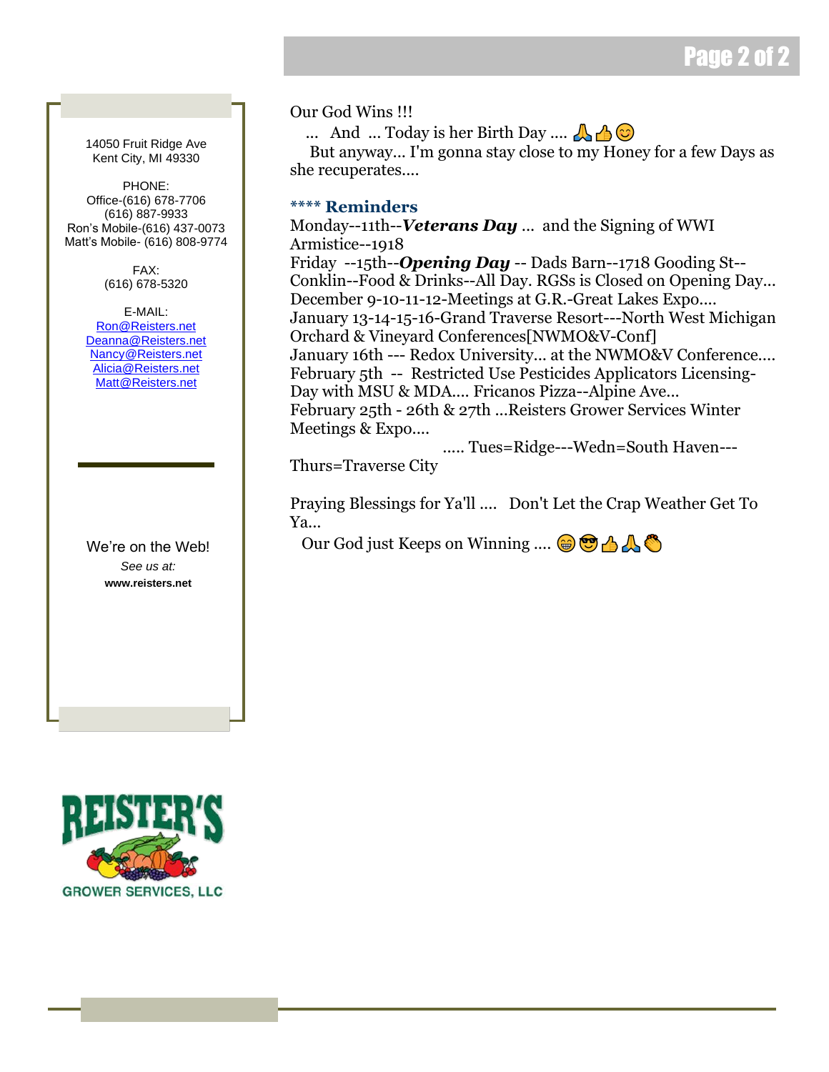14050 Fruit Ridge Ave
Kent City, MI 49330

PHONE:
Office-(616) 678-7706
(616) 887-9933
Ron's Mobile-(616) 437-0073
Matt's Mobile- (616) 808-9774

FAX:
(616) 678-5320

E-MAIL:
Ron@Reisters.net
Deanna@Reisters.net
Nancy@Reisters.net
Alicia@Reisters.net
Matt@Reisters.net

We're on the Web!
*See us at:*
**www.reisters.net**

REISTER'S GROWER SERVICES, LLC

Our God Wins !!!
... And ... Today is her Birth Day .... 🙏👍😊
But anyway... I'm gonna stay close to my Honey for a few Days as she recuperates....

**\*\*\*\* Reminders**

Monday--11th--***Veterans Day*** ... and the Signing of WWI Armistice--1918
Friday --15th--***Opening Day*** -- Dads Barn--1718 Gooding St--Conklin--Food & Drinks--All Day. RGSs is Closed on Opening Day...
December 9-10-11-12-Meetings at G.R.-Great Lakes Expo....
January 13-14-15-16-Grand Traverse Resort---North West Michigan Orchard & Vineyard Conferences[NWMO&V-Conf]
January 16th --- Redox University... at the NWMO&V Conference....
February 5th -- Restricted Use Pesticides Applicators Licensing-Day with MSU & MDA.... Fricanos Pizza--Alpine Ave...
February 25th - 26th & 27th ...Reisters Grower Services Winter Meetings & Expo....
..... Tues=Ridge---Wedn=South Haven---Thurs=Traverse City

Praying Blessings for Ya'll .... Don't Let the Crap Weather Get To Ya...
Our God just Keeps on Winning .... 😁😎👍🙏👏